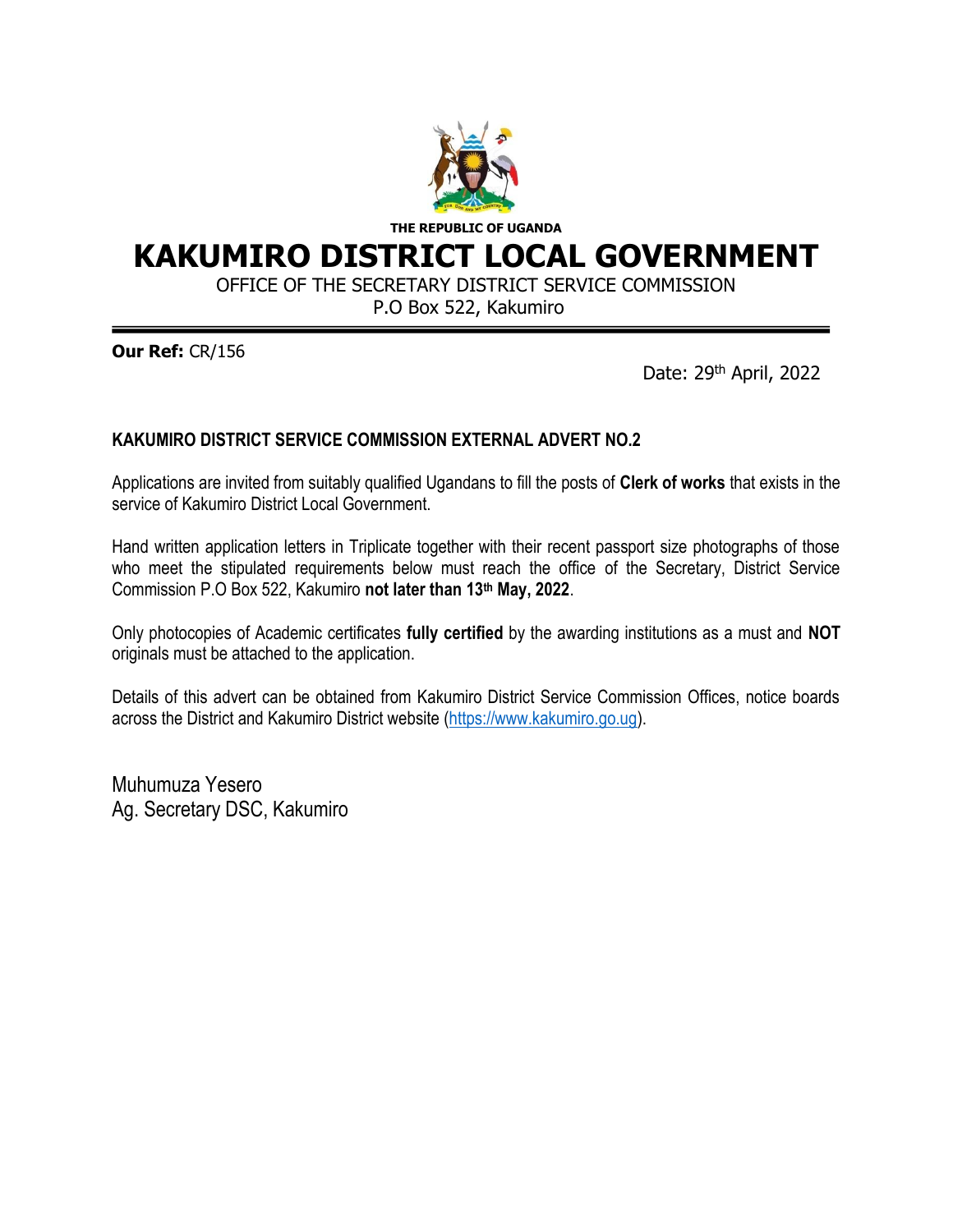**THE REPUBLIC OF UGANDA**

# KAKUMIRO DISTRICT LOCAL GOVERNMENT

OFFICE OF THE SECRETARY DISTRICT SERVICE COMMISSION
P.O Box 522, Kakumiro

**Our Ref:** CR/156

Date: 29th April, 2022

**KAKUMIRO DISTRICT SERVICE COMMISSION EXTERNAL ADVERT NO.2**

Applications are invited from suitably qualified Ugandans to fill the posts of **Clerk of works** that exists in the service of Kakumiro District Local Government.

Hand written application letters in Triplicate together with their recent passport size photographs of those who meet the stipulated requirements below must reach the office of the Secretary, District Service Commission P.O Box 522, Kakumiro **not later than 13th May, 2022**.

Only photocopies of Academic certificates **fully certified** by the awarding institutions as a must and **NOT** originals must be attached to the application.

Details of this advert can be obtained from Kakumiro District Service Commission Offices, notice boards across the District and Kakumiro District website (https://www.kakumiro.go.ug).

Muhumuza Yesero
Ag. Secretary DSC, Kakumiro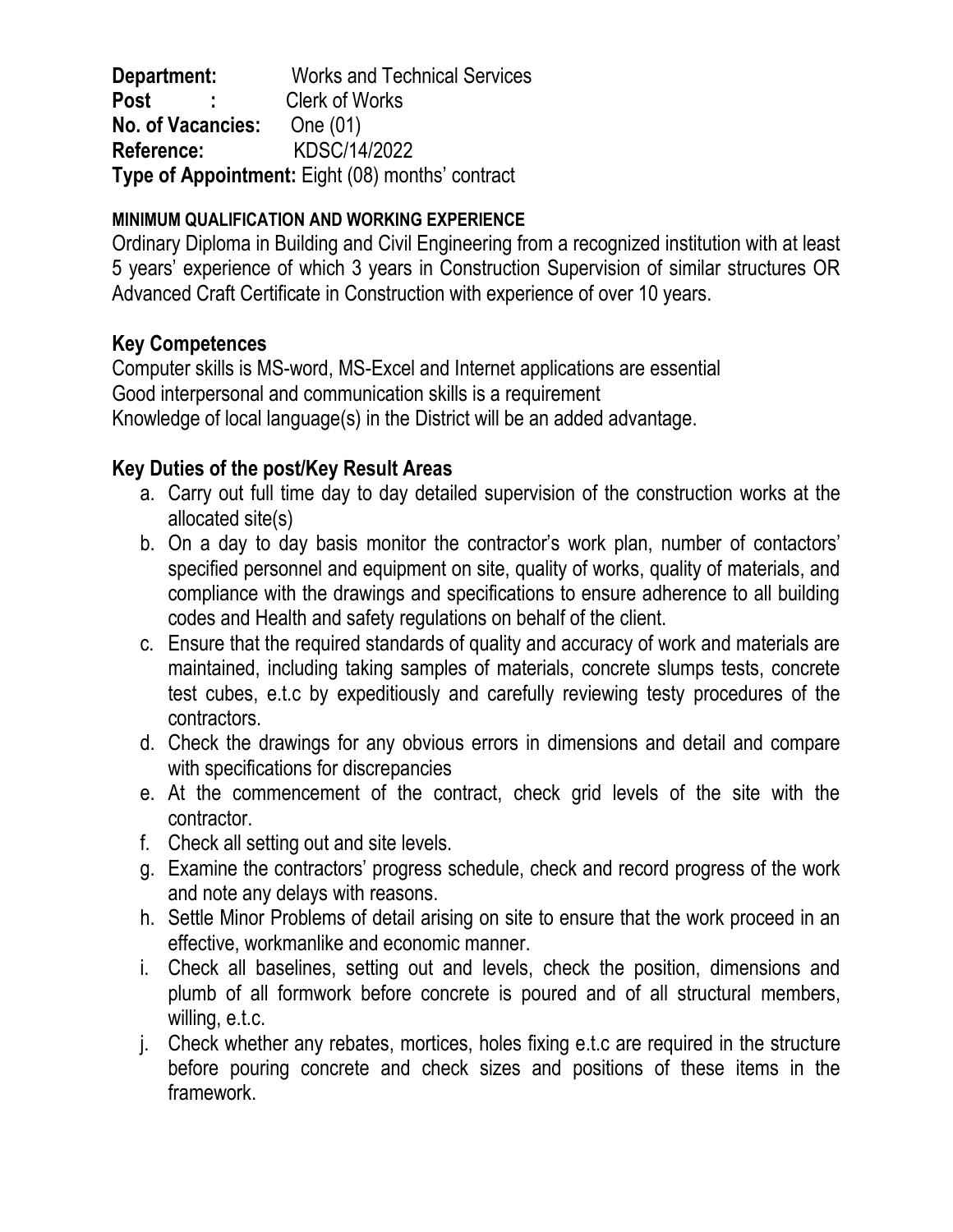**Department:** Works and Technical Services
**Post :** Clerk of Works
**No. of Vacancies:** One (01)
**Reference:** KDSC/14/2022
**Type of Appointment:** Eight (08) months' contract

**MINIMUM QUALIFICATION AND WORKING EXPERIENCE**

Ordinary Diploma in Building and Civil Engineering from a recognized institution with at least 5 years' experience of which 3 years in Construction Supervision of similar structures OR Advanced Craft Certificate in Construction with experience of over 10 years.

**Key Competences**

Computer skills is MS-word, MS-Excel and Internet applications are essential
Good interpersonal and communication skills is a requirement
Knowledge of local language(s) in the District will be an added advantage.

**Key Duties of the post/Key Result Areas**

a. Carry out full time day to day detailed supervision of the construction works at the allocated site(s)
b. On a day to day basis monitor the contractor's work plan, number of contactors' specified personnel and equipment on site, quality of works, quality of materials, and compliance with the drawings and specifications to ensure adherence to all building codes and Health and safety regulations on behalf of the client.
c. Ensure that the required standards of quality and accuracy of work and materials are maintained, including taking samples of materials, concrete slumps tests, concrete test cubes, e.t.c by expeditiously and carefully reviewing testy procedures of the contractors.
d. Check the drawings for any obvious errors in dimensions and detail and compare with specifications for discrepancies
e. At the commencement of the contract, check grid levels of the site with the contractor.
f. Check all setting out and site levels.
g. Examine the contractors' progress schedule, check and record progress of the work and note any delays with reasons.
h. Settle Minor Problems of detail arising on site to ensure that the work proceed in an effective, workmanlike and economic manner.
i. Check all baselines, setting out and levels, check the position, dimensions and plumb of all formwork before concrete is poured and of all structural members, willing, e.t.c.
j. Check whether any rebates, mortices, holes fixing e.t.c are required in the structure before pouring concrete and check sizes and positions of these items in the framework.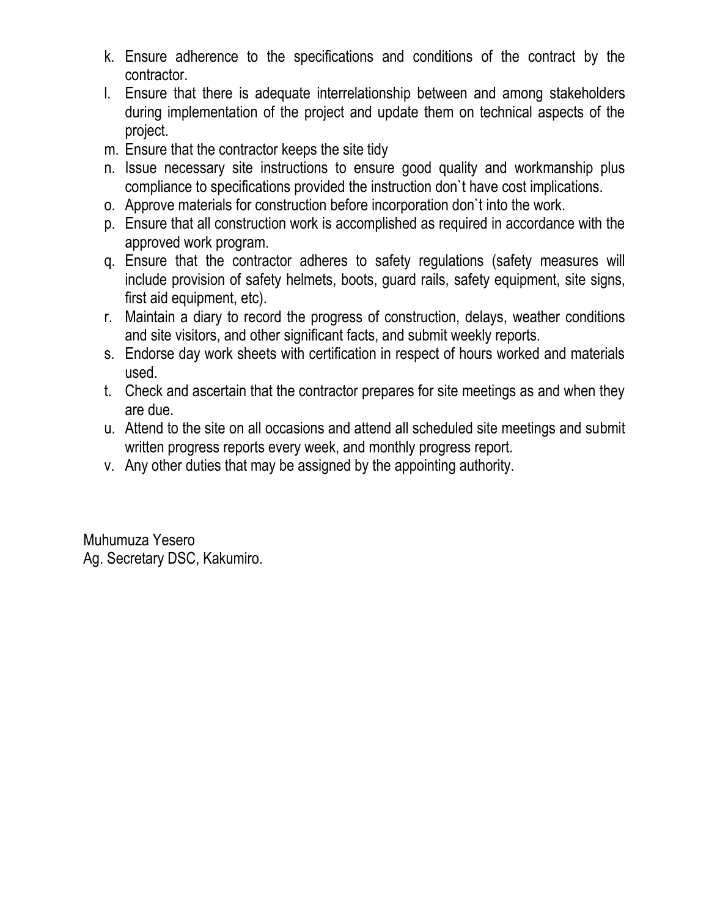k. Ensure adherence to the specifications and conditions of the contract by the contractor.
l. Ensure that there is adequate interrelationship between and among stakeholders during implementation of the project and update them on technical aspects of the project.
m. Ensure that the contractor keeps the site tidy
n. Issue necessary site instructions to ensure good quality and workmanship plus compliance to specifications provided the instruction don`t have cost implications.
o. Approve materials for construction before incorporation don`t into the work.
p. Ensure that all construction work is accomplished as required in accordance with the approved work program.
q. Ensure that the contractor adheres to safety regulations (safety measures will include provision of safety helmets, boots, guard rails, safety equipment, site signs, first aid equipment, etc).
r. Maintain a diary to record the progress of construction, delays, weather conditions and site visitors, and other significant facts, and submit weekly reports.
s. Endorse day work sheets with certification in respect of hours worked and materials used.
t. Check and ascertain that the contractor prepares for site meetings as and when they are due.
u. Attend to the site on all occasions and attend all scheduled site meetings and submit written progress reports every week, and monthly progress report.
v. Any other duties that may be assigned by the appointing authority.

Muhumuza Yesero
Ag. Secretary DSC, Kakumiro.